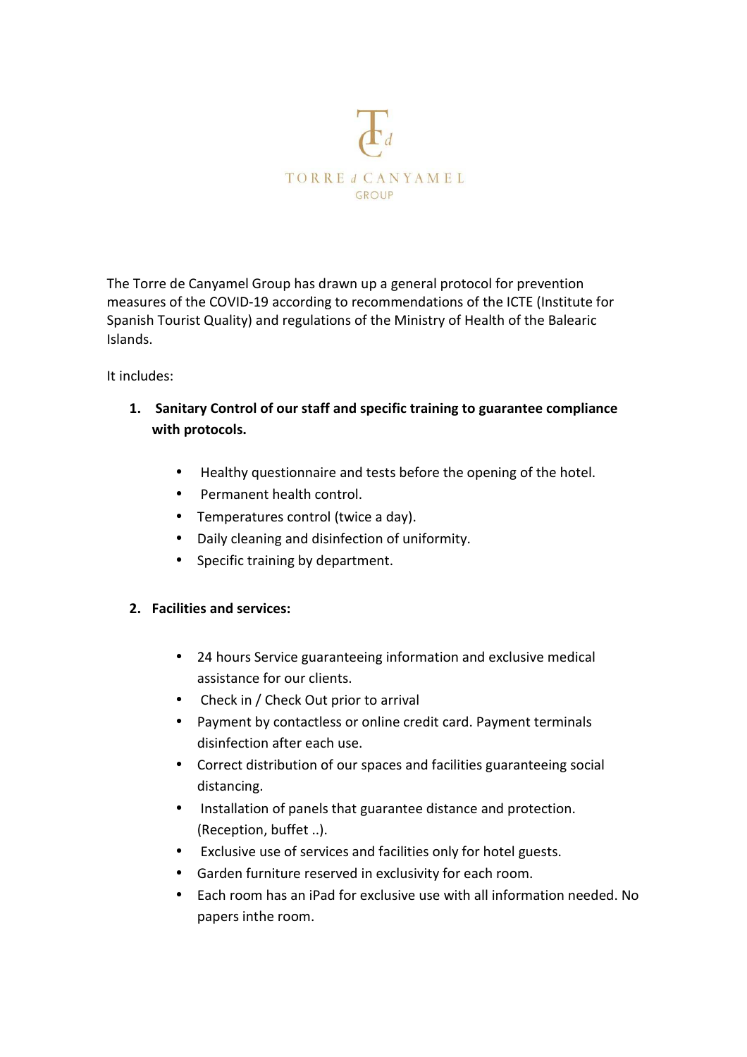TORRE d CANYAMEL
GROUP

The Torre de Canyamel Group has drawn up a general protocol for prevention measures of the COVID-19 according to recommendations of the ICTE (Institute for Spanish Tourist Quality) and regulations of the Ministry of Health of the Balearic Islands.

It includes:

1. **Sanitary Control of our staff and specific training to guarantee compliance with protocols.**

    - Healthy questionnaire and tests before the opening of the hotel.
    - Permanent health control.
    - Temperatures control (twice a day).
    - Daily cleaning and disinfection of uniformity.
    - Specific training by department.

2. **Facilities and services:**

    - 24 hours Service guaranteeing information and exclusive medical assistance for our clients.
    - Check in / Check Out prior to arrival
    - Payment by contactless or online credit card. Payment terminals disinfection after each use.
    - Correct distribution of our spaces and facilities guaranteeing social distancing.
    - Installation of panels that guarantee distance and protection. (Reception, buffet ..).
    - Exclusive use of services and facilities only for hotel guests.
    - Garden furniture reserved in exclusivity for each room.
    - Each room has an iPad for exclusive use with all information needed. No papers inthe room.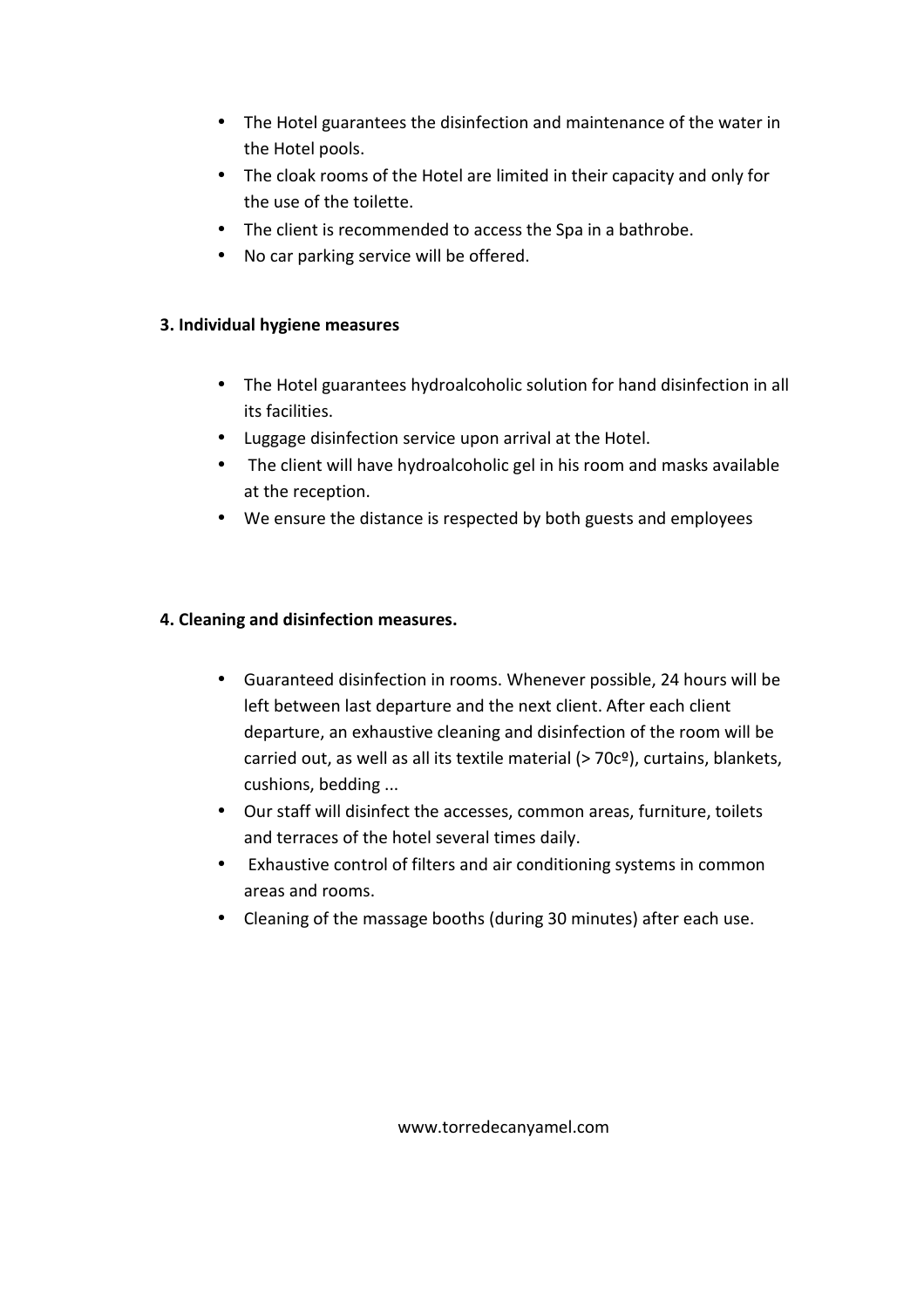- The Hotel guarantees the disinfection and maintenance of the water in the Hotel pools.
- The cloak rooms of the Hotel are limited in their capacity and only for the use of the toilette.
- The client is recommended to access the Spa in a bathrobe.
- No car parking service will be offered.

**3. Individual hygiene measures**

- The Hotel guarantees hydroalcoholic solution for hand disinfection in all its facilities.
- Luggage disinfection service upon arrival at the Hotel.
- The client will have hydroalcoholic gel in his room and masks available at the reception.
- We ensure the distance is respected by both guests and employees

**4. Cleaning and disinfection measures.**

- Guaranteed disinfection in rooms. Whenever possible, 24 hours will be left between last departure and the next client. After each client departure, an exhaustive cleaning and disinfection of the room will be carried out, as well as all its textile material (> 70cº), curtains, blankets, cushions, bedding ...
- Our staff will disinfect the accesses, common areas, furniture, toilets and terraces of the hotel several times daily.
- Exhaustive control of filters and air conditioning systems in common areas and rooms.
- Cleaning of the massage booths (during 30 minutes) after each use.

www.torredecanyamel.com